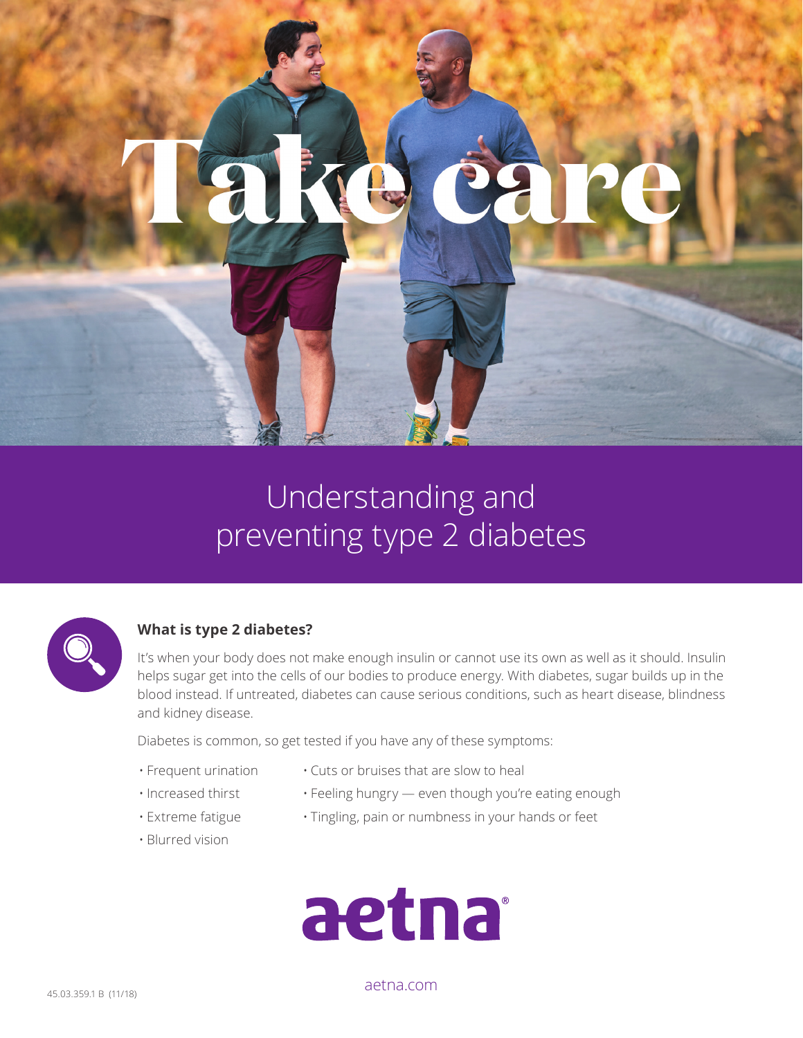# Take care

## Understanding and preventing type 2 diabetes

### What is type 2 diabetes?

It's when your body does not make enough insulin or cannot use its own as well as it should. Insulin helps sugar get into the cells of our bodies to produce energy. With diabetes, sugar builds up in the blood instead. If untreated, diabetes can cause serious conditions, such as heart disease, blindness and kidney disease.

Diabetes is common, so get tested if you have any of these symptoms:

- Frequent urination
- Increased thirst
- Extreme fatigue
- Blurred vision
- Cuts or bruises that are slow to heal
- Feeling hungry — even though you're eating enough
- Tingling, pain or numbness in your hands or feet

aetna®

aetna.com

45.03.359.1 B (11/18)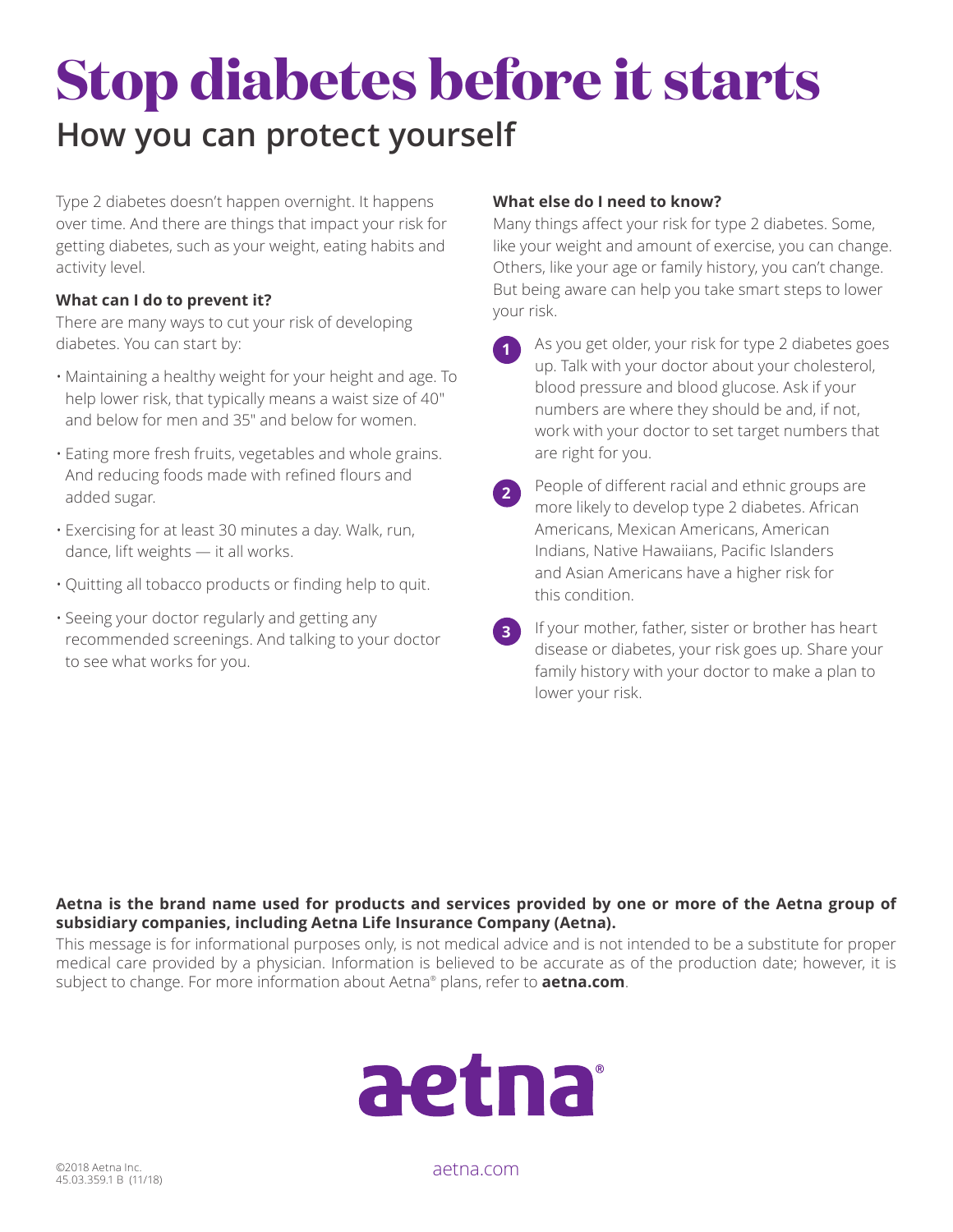# Stop diabetes before it starts

## How you can protect yourself

Type 2 diabetes doesn't happen overnight. It happens over time. And there are things that impact your risk for getting diabetes, such as your weight, eating habits and activity level.

**What can I do to prevent it?**

There are many ways to cut your risk of developing diabetes. You can start by:

- Maintaining a healthy weight for your height and age. To help lower risk, that typically means a waist size of 40" and below for men and 35" and below for women.
- Eating more fresh fruits, vegetables and whole grains. And reducing foods made with refined flours and added sugar.
- Exercising for at least 30 minutes a day. Walk, run, dance, lift weights — it all works.
- Quitting all tobacco products or finding help to quit.
- Seeing your doctor regularly and getting any recommended screenings. And talking to your doctor to see what works for you.

**What else do I need to know?**

Many things affect your risk for type 2 diabetes. Some, like your weight and amount of exercise, you can change. Others, like your age or family history, you can't change. But being aware can help you take smart steps to lower your risk.

1. As you get older, your risk for type 2 diabetes goes up. Talk with your doctor about your cholesterol, blood pressure and blood glucose. Ask if your numbers are where they should be and, if not, work with your doctor to set target numbers that are right for you.
2. People of different racial and ethnic groups are more likely to develop type 2 diabetes. African Americans, Mexican Americans, American Indians, Native Hawaiians, Pacific Islanders and Asian Americans have a higher risk for this condition.
3. If your mother, father, sister or brother has heart disease or diabetes, your risk goes up. Share your family history with your doctor to make a plan to lower your risk.

**Aetna is the brand name used for products and services provided by one or more of the Aetna group of subsidiary companies, including Aetna Life Insurance Company (Aetna).**

This message is for informational purposes only, is not medical advice and is not intended to be a substitute for proper medical care provided by a physician. Information is believed to be accurate as of the production date; however, it is subject to change. For more information about Aetna® plans, refer to **aetna.com**.

aetna®

©2018 Aetna Inc.
45.03.359.1 B (11/18)

aetna.com